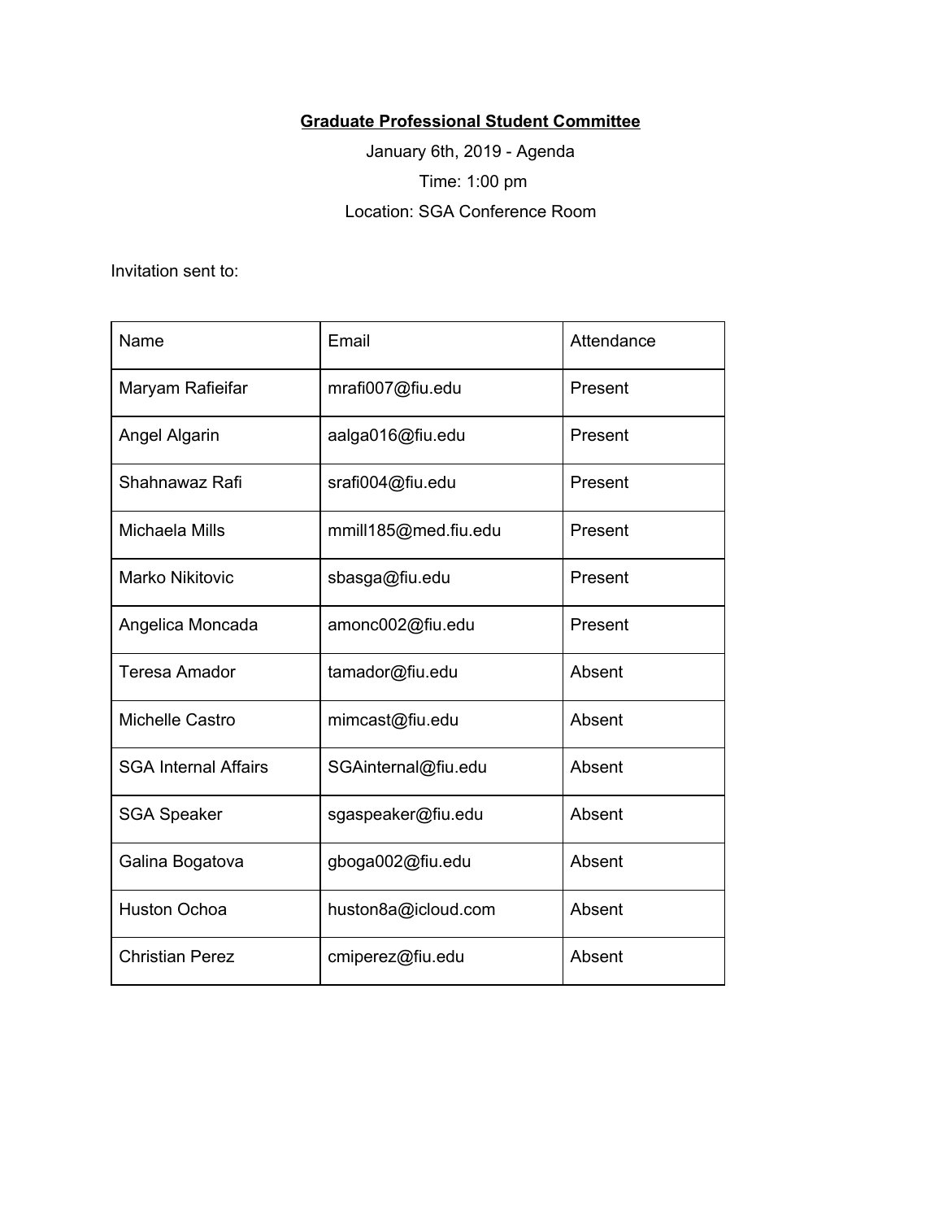**Graduate Professional Student Committee**

January 6th, 2019 - Agenda

Time: 1:00 pm

Location: SGA Conference Room

Invitation sent to:

| Name | Email | Attendance |
|---|---|---|
| Maryam Rafieifar | mrafi007@fiu.edu | Present |
| Angel Algarin | aalga016@fiu.edu | Present |
| Shahnawaz Rafi | srafi004@fiu.edu | Present |
| Michaela Mills | mmill185@med.fiu.edu | Present |
| Marko Nikitovic | sbasga@fiu.edu | Present |
| Angelica Moncada | amonc002@fiu.edu | Present |
| Teresa Amador | tamador@fiu.edu | Absent |
| Michelle Castro | mimcast@fiu.edu | Absent |
| SGA Internal Affairs | SGAinternal@fiu.edu | Absent |
| SGA Speaker | sgaspeaker@fiu.edu | Absent |
| Galina Bogatova | gboga002@fiu.edu | Absent |
| Huston Ochoa | huston8a@icloud.com | Absent |
| Christian Perez | cmiperez@fiu.edu | Absent |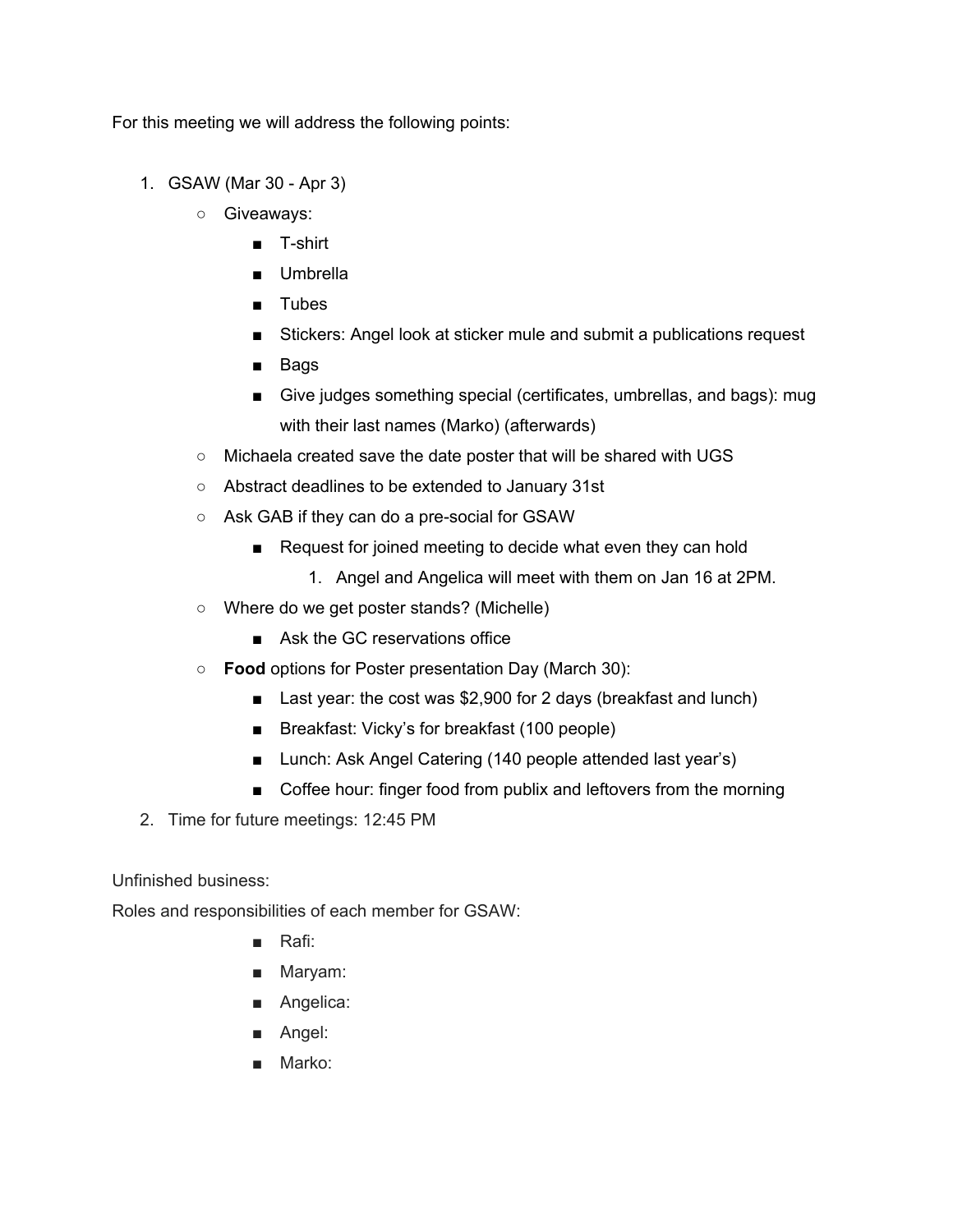For this meeting we will address the following points:

1. GSAW (Mar 30 - Apr 3)
    - Giveaways:
        - T-shirt
        - Umbrella
        - Tubes
        - Stickers: Angel look at sticker mule and submit a publications request
        - Bags
        - Give judges something special (certificates, umbrellas, and bags): mug with their last names (Marko) (afterwards)
    - Michaela created save the date poster that will be shared with UGS
    - Abstract deadlines to be extended to January 31st
    - Ask GAB if they can do a pre-social for GSAW
        - Request for joined meeting to decide what even they can hold
            1. Angel and Angelica will meet with them on Jan 16 at 2PM.
    - Where do we get poster stands? (Michelle)
        - Ask the GC reservations office
    - **Food** options for Poster presentation Day (March 30):
        - Last year: the cost was $2,900 for 2 days (breakfast and lunch)
        - Breakfast: Vicky's for breakfast (100 people)
        - Lunch: Ask Angel Catering (140 people attended last year's)
        - Coffee hour: finger food from publix and leftovers from the morning
2. Time for future meetings: 12:45 PM

Unfinished business:

Roles and responsibilities of each member for GSAW:

- Rafi:
- Maryam:
- Angelica:
- Angel:
- Marko: